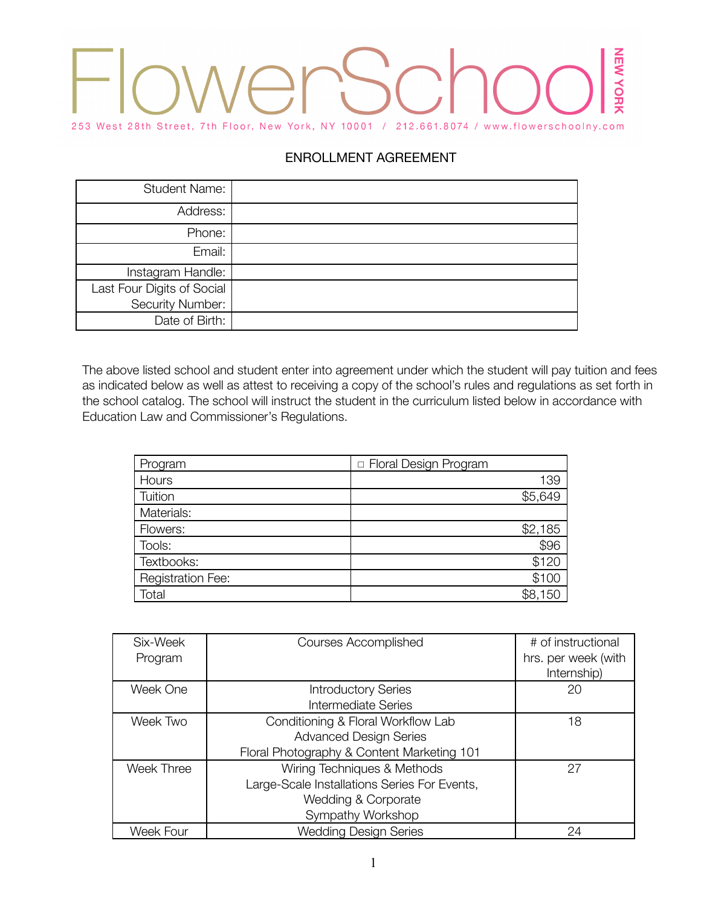# FlowerSchool NEW YORK

253 West 28th Street, 7th Floor, New York, NY 10001 / 212.661.8074 / www.flowerschoolny.com

## ENROLLMENT AGREEMENT

| | |
|---|---|
| Student Name: | |
| Address: | |
| Phone: | |
| Email: | |
| Instagram Handle: | |
| Last Four Digits of Social Security Number: | |
| Date of Birth: | |

The above listed school and student enter into agreement under which the student will pay tuition and fees as indicated below as well as attest to receiving a copy of the school's rules and regulations as set forth in the school catalog. The school will instruct the student in the curriculum listed below in accordance with Education Law and Commissioner's Regulations.

| Program | □ Floral Design Program |
|---|---|
| Hours | 139 |
| Tuition | $5,649 |
| Materials: | |
| Flowers: | $2,185 |
| Tools: | $96 |
| Textbooks: | $120 |
| Registration Fee: | $100 |
| Total | $8,150 |

| Six-Week Program | Courses Accomplished | # of instructional hrs. per week (with Internship) |
|---|---|---|
| Week One | Introductory Series<br>Intermediate Series | 20 |
| Week Two | Conditioning & Floral Workflow Lab<br>Advanced Design Series<br>Floral Photography & Content Marketing 101 | 18 |
| Week Three | Wiring Techniques & Methods<br>Large-Scale Installations Series For Events, Wedding & Corporate<br>Sympathy Workshop | 27 |
| Week Four | Wedding Design Series | 24 |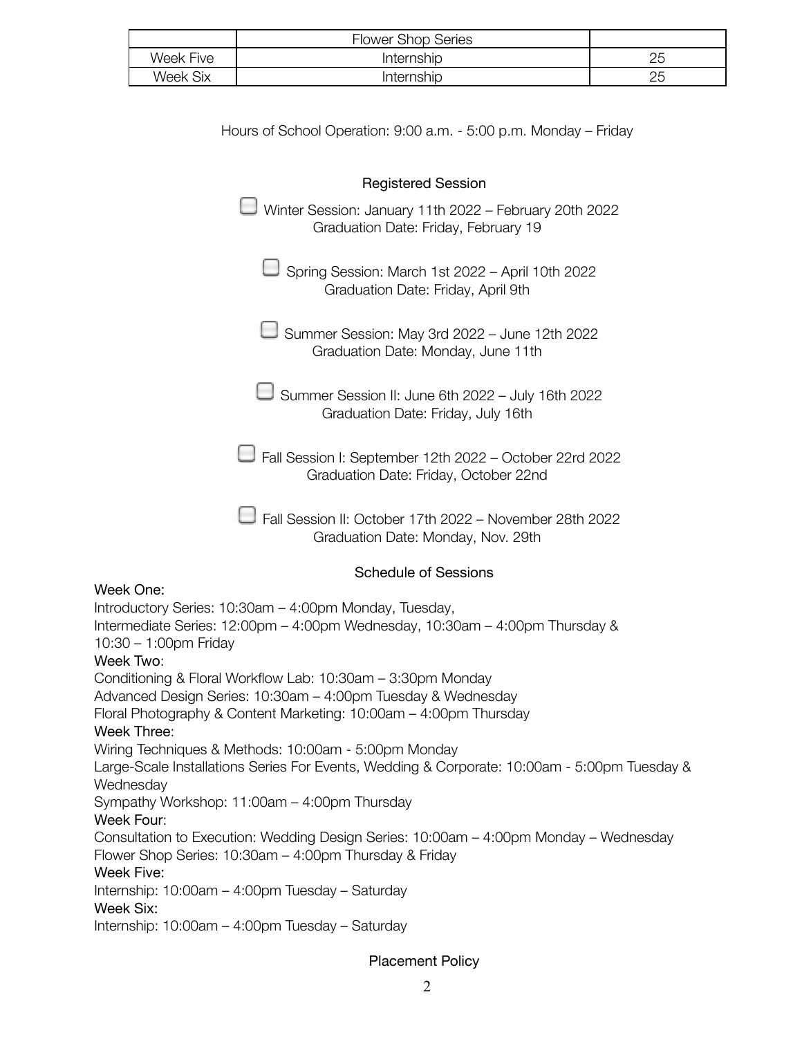| | Flower Shop Series | |
|---|---|---|
| Week Five | Internship | 25 |
| Week Six | Internship | 25 |

Hours of School Operation: 9:00 a.m. - 5:00 p.m. Monday – Friday

## Registered Session

- [ ] Winter Session: January 11th 2022 – February 20th 2022
  Graduation Date: Friday, February 19

- [ ] Spring Session: March 1st 2022 – April 10th 2022
  Graduation Date: Friday, April 9th

- [ ] Summer Session: May 3rd 2022 – June 12th 2022
  Graduation Date: Monday, June 11th

- [ ] Summer Session II: June 6th 2022 – July 16th 2022
  Graduation Date: Friday, July 16th

- [ ] Fall Session I: September 12th 2022 – October 22rd 2022
  Graduation Date: Friday, October 22nd

- [ ] Fall Session II: October 17th 2022 – November 28th 2022
  Graduation Date: Monday, Nov. 29th

## Schedule of Sessions

**Week One:**
Introductory Series: 10:30am – 4:00pm Monday, Tuesday,
Intermediate Series: 12:00pm – 4:00pm Wednesday, 10:30am – 4:00pm Thursday & 10:30 – 1:00pm Friday

**Week Two**:
Conditioning & Floral Workflow Lab: 10:30am – 3:30pm Monday
Advanced Design Series: 10:30am – 4:00pm Tuesday & Wednesday
Floral Photography & Content Marketing: 10:00am – 4:00pm Thursday

**Week Three**:
Wiring Techniques & Methods: 10:00am - 5:00pm Monday
Large-Scale Installations Series For Events, Wedding & Corporate: 10:00am - 5:00pm Tuesday & Wednesday
Sympathy Workshop: 11:00am – 4:00pm Thursday

**Week Four**:
Consultation to Execution: Wedding Design Series: 10:00am – 4:00pm Monday – Wednesday
Flower Shop Series: 10:30am – 4:00pm Thursday & Friday

**Week Five:**
Internship: 10:00am – 4:00pm Tuesday – Saturday

**Week Six:**
Internship: 10:00am – 4:00pm Tuesday – Saturday

## Placement Policy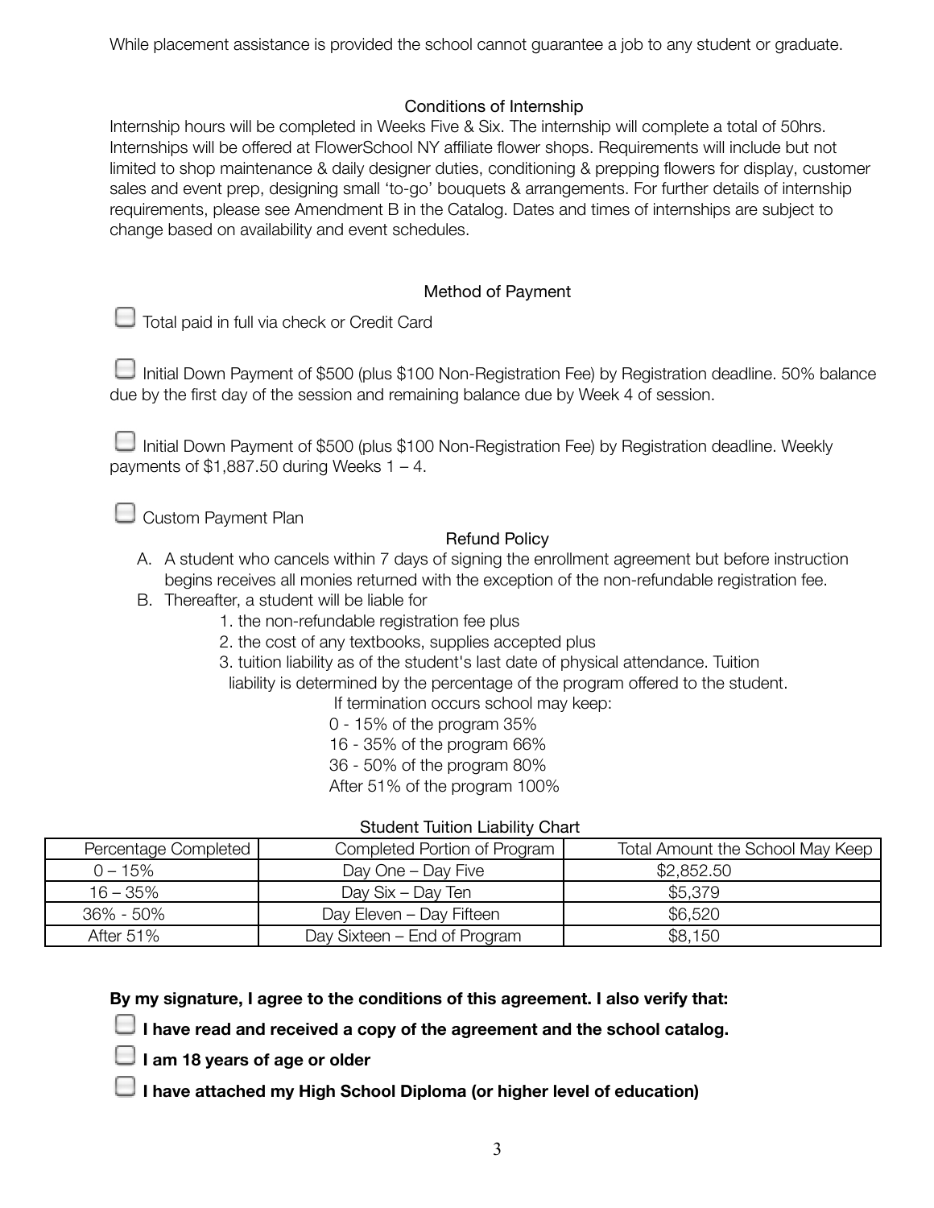While placement assistance is provided the school cannot guarantee a job to any student or graduate.

## Conditions of Internship

Internship hours will be completed in Weeks Five & Six. The internship will complete a total of 50hrs. Internships will be offered at FlowerSchool NY affiliate flower shops. Requirements will include but not limited to shop maintenance & daily designer duties, conditioning & prepping flowers for display, customer sales and event prep, designing small 'to-go' bouquets & arrangements. For further details of internship requirements, please see Amendment B in the Catalog. Dates and times of internships are subject to change based on availability and event schedules.

## Method of Payment

☐ Total paid in full via check or Credit Card

☐ Initial Down Payment of $500 (plus $100 Non-Registration Fee) by Registration deadline. 50% balance due by the first day of the session and remaining balance due by Week 4 of session.

☐ Initial Down Payment of $500 (plus $100 Non-Registration Fee) by Registration deadline. Weekly payments of $1,887.50 during Weeks 1 – 4.

☐ Custom Payment Plan

## Refund Policy

A. A student who cancels within 7 days of signing the enrollment agreement but before instruction begins receives all monies returned with the exception of the non-refundable registration fee.

B. Thereafter, a student will be liable for

   1. the non-refundable registration fee plus
   2. the cost of any textbooks, supplies accepted plus
   3. tuition liability as of the student's last date of physical attendance. Tuition liability is determined by the percentage of the program offered to the student.

      If termination occurs school may keep:

      0 - 15% of the program 35%

      16 - 35% of the program 66%

      36 - 50% of the program 80%

      After 51% of the program 100%

Student Tuition Liability Chart

| Percentage Completed | Completed Portion of Program | Total Amount the School May Keep |
|---|---|---|
| 0 – 15% | Day One – Day Five | $2,852.50 |
| 16 – 35% | Day Six – Day Ten | $5,379 |
| 36% - 50% | Day Eleven – Day Fifteen | $6,520 |
| After 51% | Day Sixteen – End of Program | $8,150 |

**By my signature, I agree to the conditions of this agreement. I also verify that:**

☐ **I have read and received a copy of the agreement and the school catalog.**

☐ **I am 18 years of age or older**

☐ **I have attached my High School Diploma (or higher level of education)**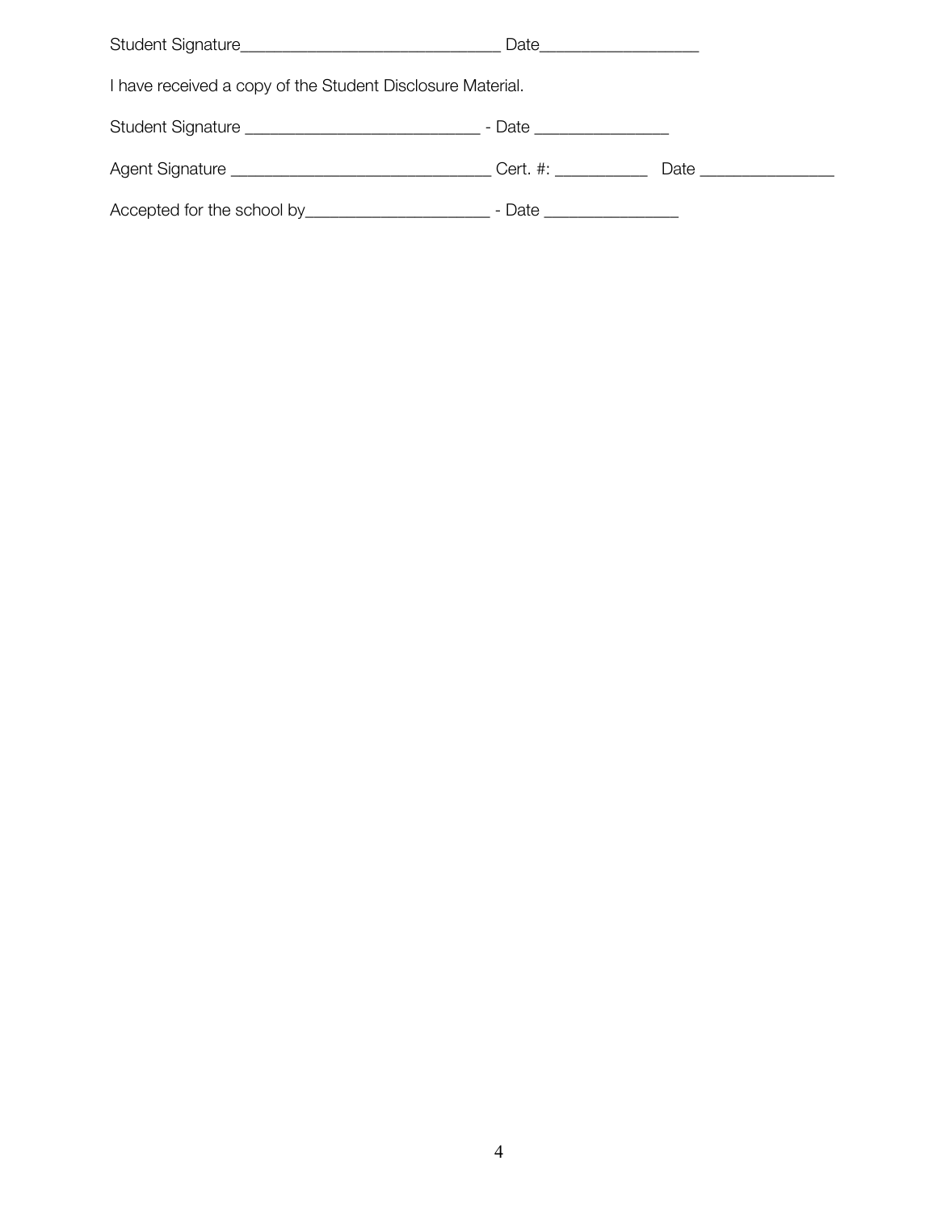Student Signature_______________________________ Date__________________

I have received a copy of the Student Disclosure Material.

Student Signature ___________________________ - Date _______________

Agent Signature ______________________________ Cert. #: __________ Date _______________

Accepted for the school by_____________________ - Date _______________